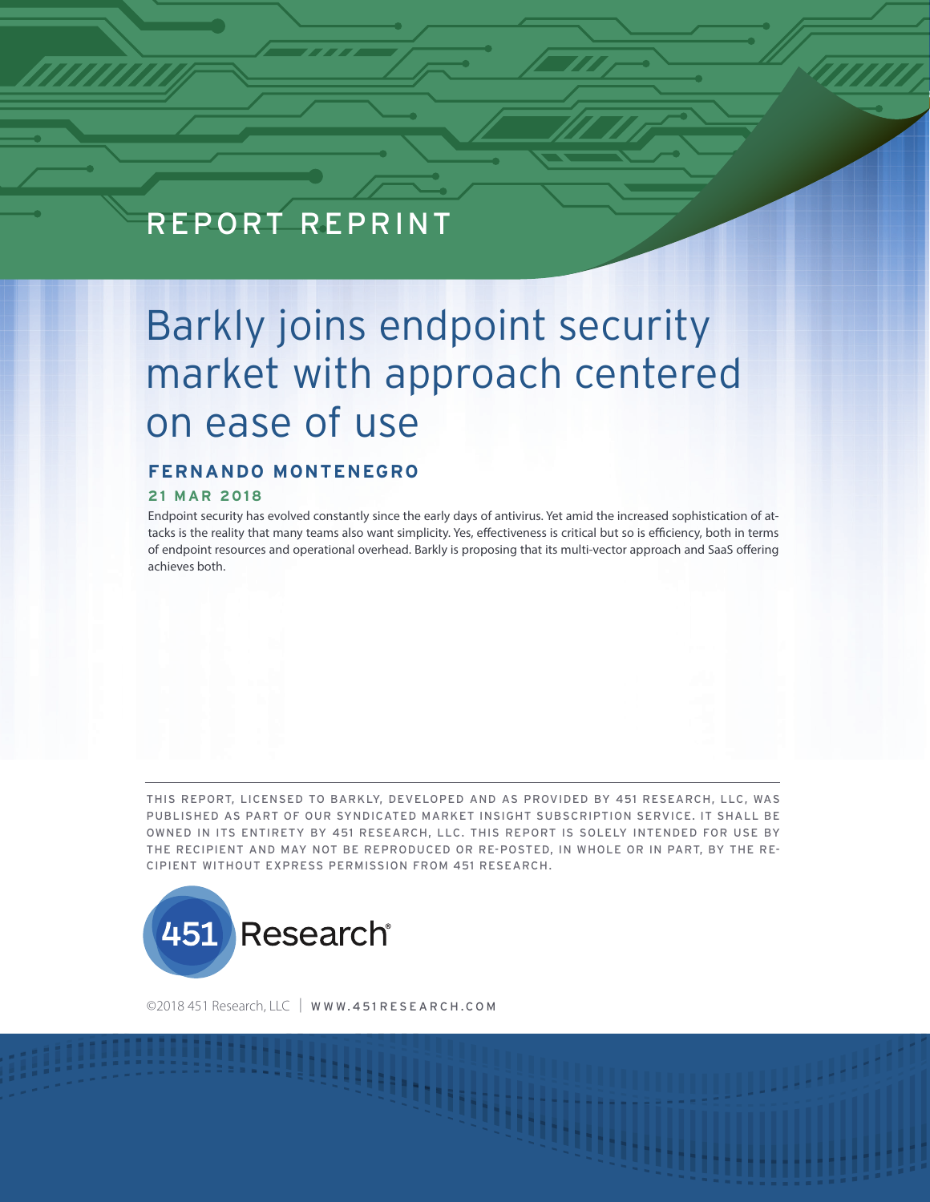REPORT REPRINT

# Barkly joins endpoint security market with approach centered on ease of use

**FERNANDO MONTENEGRO**

**21 MAR 2018**

Endpoint security has evolved constantly since the early days of antivirus. Yet amid the increased sophistication of attacks is the reality that many teams also want simplicity. Yes, effectiveness is critical but so is efficiency, both in terms of endpoint resources and operational overhead. Barkly is proposing that its multi-vector approach and SaaS offering achieves both.

---

THIS REPORT, LICENSED TO BARKLY, DEVELOPED AND AS PROVIDED BY 451 RESEARCH, LLC, WAS PUBLISHED AS PART OF OUR SYNDICATED MARKET INSIGHT SUBSCRIPTION SERVICE. IT SHALL BE OWNED IN ITS ENTIRETY BY 451 RESEARCH, LLC. THIS REPORT IS SOLELY INTENDED FOR USE BY THE RECIPIENT AND MAY NOT BE REPRODUCED OR RE-POSTED, IN WHOLE OR IN PART, BY THE RECIPIENT WITHOUT EXPRESS PERMISSION FROM 451 RESEARCH.

451 Research®

©2018 451 Research, LLC | WWW.451RESEARCH.COM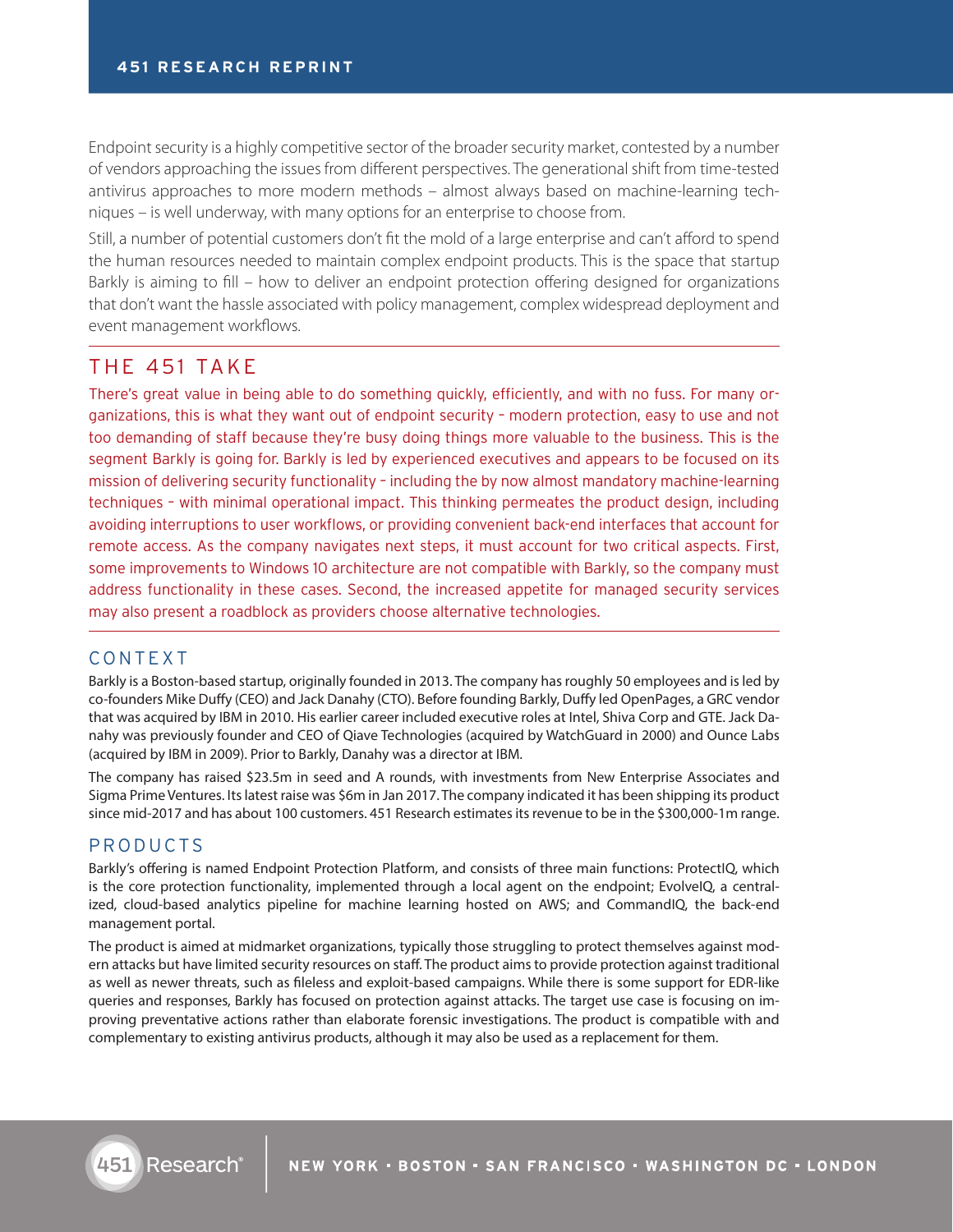Endpoint security is a highly competitive sector of the broader security market, contested by a number of vendors approaching the issues from different perspectives. The generational shift from time-tested antivirus approaches to more modern methods – almost always based on machine-learning techniques – is well underway, with many options for an enterprise to choose from.

Still, a number of potential customers don't fit the mold of a large enterprise and can't afford to spend the human resources needed to maintain complex endpoint products. This is the space that startup Barkly is aiming to fill – how to deliver an endpoint protection offering designed for organizations that don't want the hassle associated with policy management, complex widespread deployment and event management workflows.

## THE 451 TAKE

There's great value in being able to do something quickly, efficiently, and with no fuss. For many organizations, this is what they want out of endpoint security – modern protection, easy to use and not too demanding of staff because they're busy doing things more valuable to the business. This is the segment Barkly is going for. Barkly is led by experienced executives and appears to be focused on its mission of delivering security functionality – including the by now almost mandatory machine-learning techniques – with minimal operational impact. This thinking permeates the product design, including avoiding interruptions to user workflows, or providing convenient back-end interfaces that account for remote access. As the company navigates next steps, it must account for two critical aspects. First, some improvements to Windows 10 architecture are not compatible with Barkly, so the company must address functionality in these cases. Second, the increased appetite for managed security services may also present a roadblock as providers choose alternative technologies.

## CONTEXT

Barkly is a Boston-based startup, originally founded in 2013. The company has roughly 50 employees and is led by co-founders Mike Duffy (CEO) and Jack Danahy (CTO). Before founding Barkly, Duffy led OpenPages, a GRC vendor that was acquired by IBM in 2010. His earlier career included executive roles at Intel, Shiva Corp and GTE. Jack Danahy was previously founder and CEO of Qiave Technologies (acquired by WatchGuard in 2000) and Ounce Labs (acquired by IBM in 2009). Prior to Barkly, Danahy was a director at IBM.

The company has raised $23.5m in seed and A rounds, with investments from New Enterprise Associates and Sigma Prime Ventures. Its latest raise was $6m in Jan 2017. The company indicated it has been shipping its product since mid-2017 and has about 100 customers. 451 Research estimates its revenue to be in the $300,000-1m range.

## PRODUCTS

Barkly's offering is named Endpoint Protection Platform, and consists of three main functions: ProtectIQ, which is the core protection functionality, implemented through a local agent on the endpoint; EvolveIQ, a centralized, cloud-based analytics pipeline for machine learning hosted on AWS; and CommandIQ, the back-end management portal.

The product is aimed at midmarket organizations, typically those struggling to protect themselves against modern attacks but have limited security resources on staff. The product aims to provide protection against traditional as well as newer threats, such as fileless and exploit-based campaigns. While there is some support for EDR-like queries and responses, Barkly has focused on protection against attacks. The target use case is focusing on improving preventative actions rather than elaborate forensic investigations. The product is compatible with and complementary to existing antivirus products, although it may also be used as a replacement for them.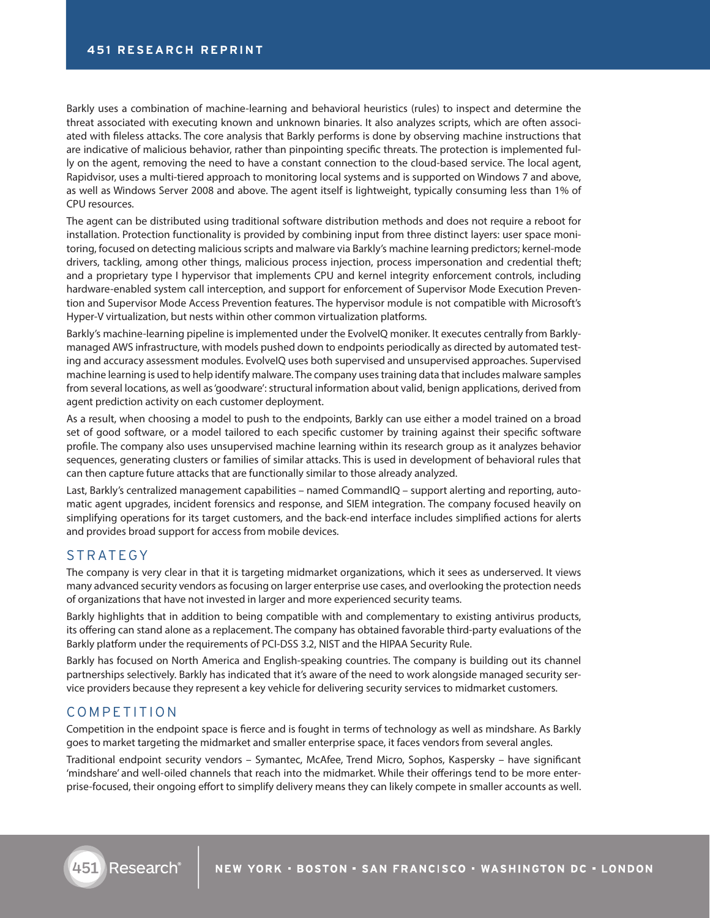Barkly uses a combination of machine-learning and behavioral heuristics (rules) to inspect and determine the threat associated with executing known and unknown binaries. It also analyzes scripts, which are often associated with fileless attacks. The core analysis that Barkly performs is done by observing machine instructions that are indicative of malicious behavior, rather than pinpointing specific threats. The protection is implemented fully on the agent, removing the need to have a constant connection to the cloud-based service. The local agent, Rapidvisor, uses a multi-tiered approach to monitoring local systems and is supported on Windows 7 and above, as well as Windows Server 2008 and above. The agent itself is lightweight, typically consuming less than 1% of CPU resources.

The agent can be distributed using traditional software distribution methods and does not require a reboot for installation. Protection functionality is provided by combining input from three distinct layers: user space monitoring, focused on detecting malicious scripts and malware via Barkly's machine learning predictors; kernel-mode drivers, tackling, among other things, malicious process injection, process impersonation and credential theft; and a proprietary type I hypervisor that implements CPU and kernel integrity enforcement controls, including hardware-enabled system call interception, and support for enforcement of Supervisor Mode Execution Prevention and Supervisor Mode Access Prevention features. The hypervisor module is not compatible with Microsoft's Hyper-V virtualization, but nests within other common virtualization platforms.

Barkly's machine-learning pipeline is implemented under the EvolveIQ moniker. It executes centrally from Barkly-managed AWS infrastructure, with models pushed down to endpoints periodically as directed by automated testing and accuracy assessment modules. EvolveIQ uses both supervised and unsupervised approaches. Supervised machine learning is used to help identify malware. The company uses training data that includes malware samples from several locations, as well as 'goodware': structural information about valid, benign applications, derived from agent prediction activity on each customer deployment.

As a result, when choosing a model to push to the endpoints, Barkly can use either a model trained on a broad set of good software, or a model tailored to each specific customer by training against their specific software profile. The company also uses unsupervised machine learning within its research group as it analyzes behavior sequences, generating clusters or families of similar attacks. This is used in development of behavioral rules that can then capture future attacks that are functionally similar to those already analyzed.

Last, Barkly's centralized management capabilities – named CommandIQ – support alerting and reporting, automatic agent upgrades, incident forensics and response, and SIEM integration. The company focused heavily on simplifying operations for its target customers, and the back-end interface includes simplified actions for alerts and provides broad support for access from mobile devices.

## STRATEGY

The company is very clear in that it is targeting midmarket organizations, which it sees as underserved. It views many advanced security vendors as focusing on larger enterprise use cases, and overlooking the protection needs of organizations that have not invested in larger and more experienced security teams.

Barkly highlights that in addition to being compatible with and complementary to existing antivirus products, its offering can stand alone as a replacement. The company has obtained favorable third-party evaluations of the Barkly platform under the requirements of PCI-DSS 3.2, NIST and the HIPAA Security Rule.

Barkly has focused on North America and English-speaking countries. The company is building out its channel partnerships selectively. Barkly has indicated that it's aware of the need to work alongside managed security service providers because they represent a key vehicle for delivering security services to midmarket customers.

## COMPETITION

Competition in the endpoint space is fierce and is fought in terms of technology as well as mindshare. As Barkly goes to market targeting the midmarket and smaller enterprise space, it faces vendors from several angles.

Traditional endpoint security vendors – Symantec, McAfee, Trend Micro, Sophos, Kaspersky – have significant 'mindshare' and well-oiled channels that reach into the midmarket. While their offerings tend to be more enterprise-focused, their ongoing effort to simplify delivery means they can likely compete in smaller accounts as well.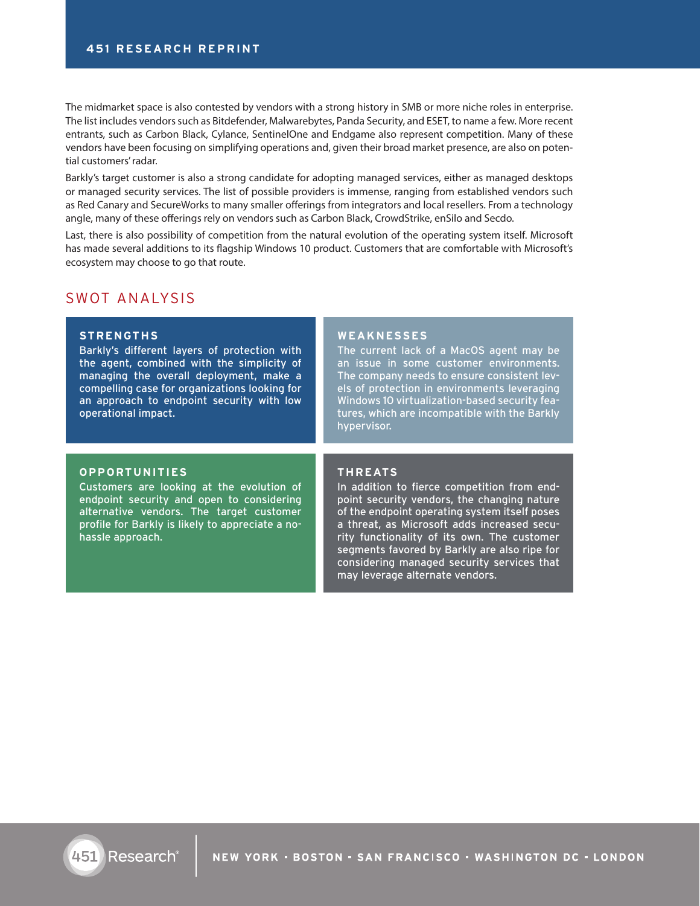The midmarket space is also contested by vendors with a strong history in SMB or more niche roles in enterprise. The list includes vendors such as Bitdefender, Malwarebytes, Panda Security, and ESET, to name a few. More recent entrants, such as Carbon Black, Cylance, SentinelOne and Endgame also represent competition. Many of these vendors have been focusing on simplifying operations and, given their broad market presence, are also on potential customers' radar.

Barkly's target customer is also a strong candidate for adopting managed services, either as managed desktops or managed security services. The list of possible providers is immense, ranging from established vendors such as Red Canary and SecureWorks to many smaller offerings from integrators and local resellers. From a technology angle, many of these offerings rely on vendors such as Carbon Black, CrowdStrike, enSilo and Secdo.

Last, there is also possibility of competition from the natural evolution of the operating system itself. Microsoft has made several additions to its flagship Windows 10 product. Customers that are comfortable with Microsoft's ecosystem may choose to go that route.

## SWOT ANALYSIS

### STRENGTHS

Barkly's different layers of protection with the agent, combined with the simplicity of managing the overall deployment, make a compelling case for organizations looking for an approach to endpoint security with low operational impact.

### WEAKNESSES

The current lack of a MacOS agent may be an issue in some customer environments. The company needs to ensure consistent levels of protection in environments leveraging Windows 10 virtualization-based security features, which are incompatible with the Barkly hypervisor.

### OPPORTUNITIES

Customers are looking at the evolution of endpoint security and open to considering alternative vendors. The target customer profile for Barkly is likely to appreciate a no-hassle approach.

### THREATS

In addition to fierce competition from endpoint security vendors, the changing nature of the endpoint operating system itself poses a threat, as Microsoft adds increased security functionality of its own. The customer segments favored by Barkly are also ripe for considering managed security services that may leverage alternate vendors.